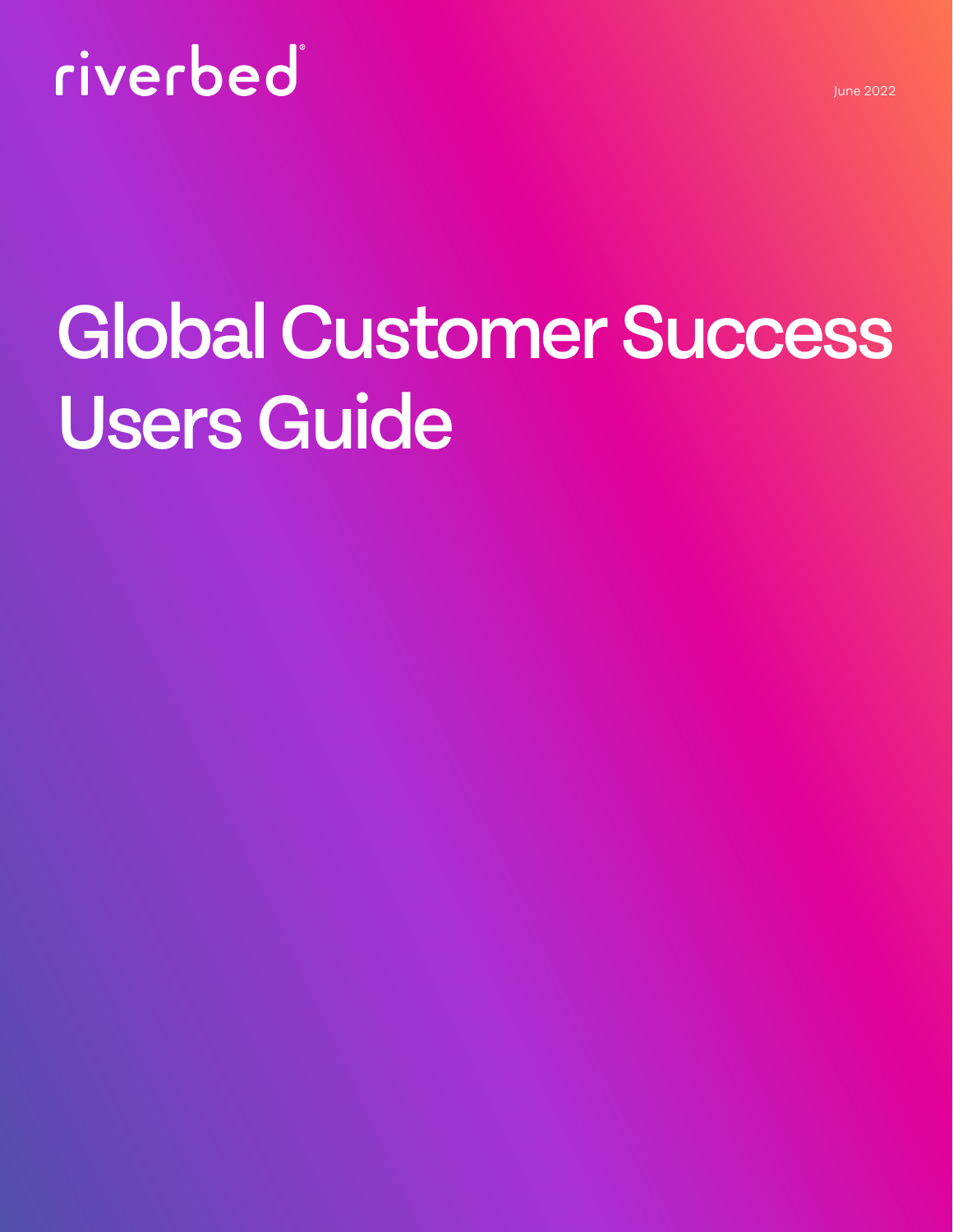riverbed

June 2022

# Global Customer Success Users Guide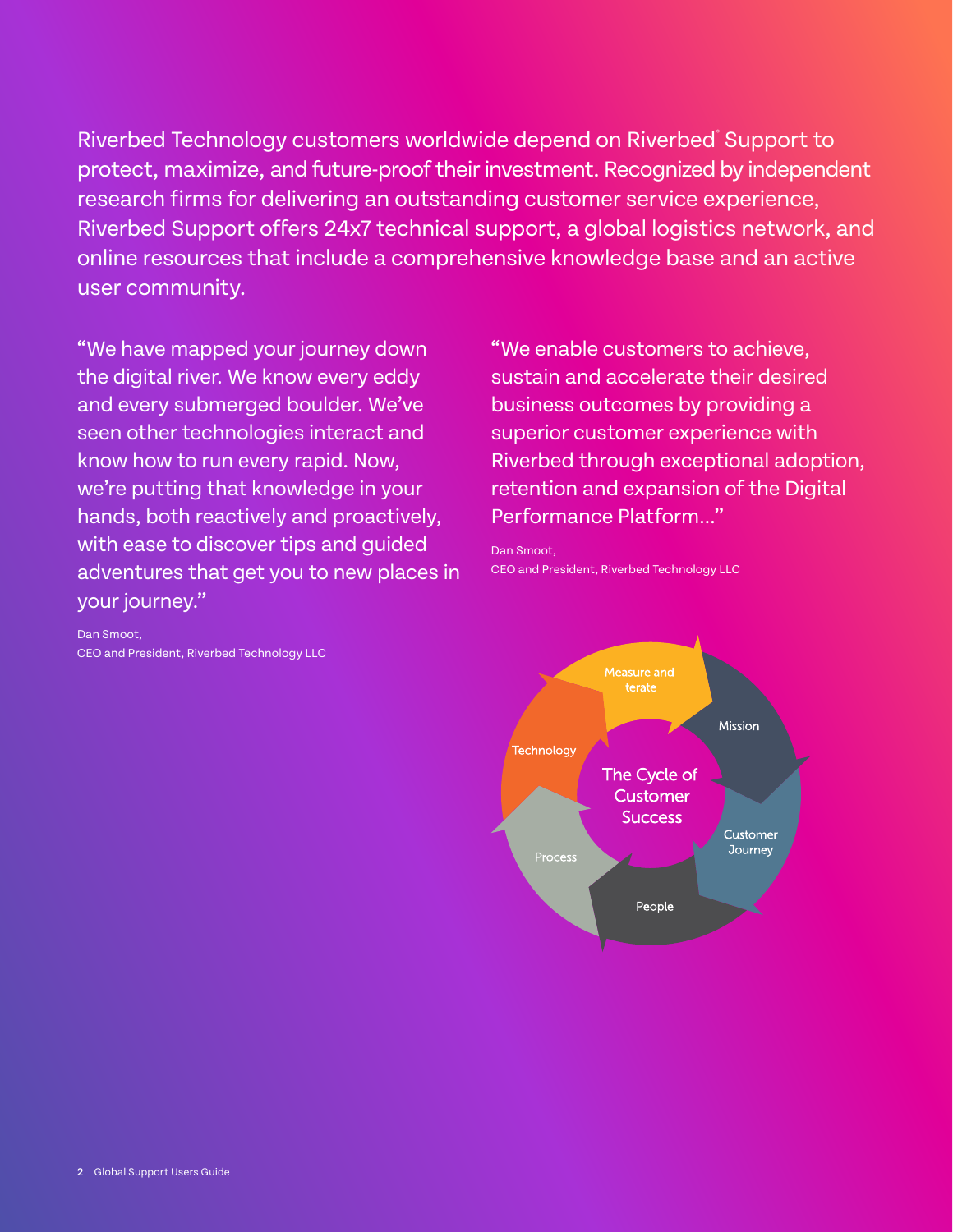Riverbed Technology customers worldwide depend on Riverbed® Support to protect, maximize, and future-proof their investment. Recognized by independent research firms for delivering an outstanding customer service experience, Riverbed Support offers 24x7 technical support, a global logistics network, and online resources that include a comprehensive knowledge base and an active user community.

"We have mapped your journey down the digital river. We know every eddy and every submerged boulder. We've seen other technologies interact and know how to run every rapid. Now, we're putting that knowledge in your hands, both reactively and proactively, with ease to discover tips and guided adventures that get you to new places in your journey."

Dan Smoot,
CEO and President, Riverbed Technology LLC

"We enable customers to achieve, sustain and accelerate their desired business outcomes by providing a superior customer experience with Riverbed through exceptional adoption, retention and expansion of the Digital Performance Platform…"

Dan Smoot,
CEO and President, Riverbed Technology LLC

The Cycle of Customer Success

- Measure and Iterate
- Mission
- Customer Journey
- People
- Process
- Technology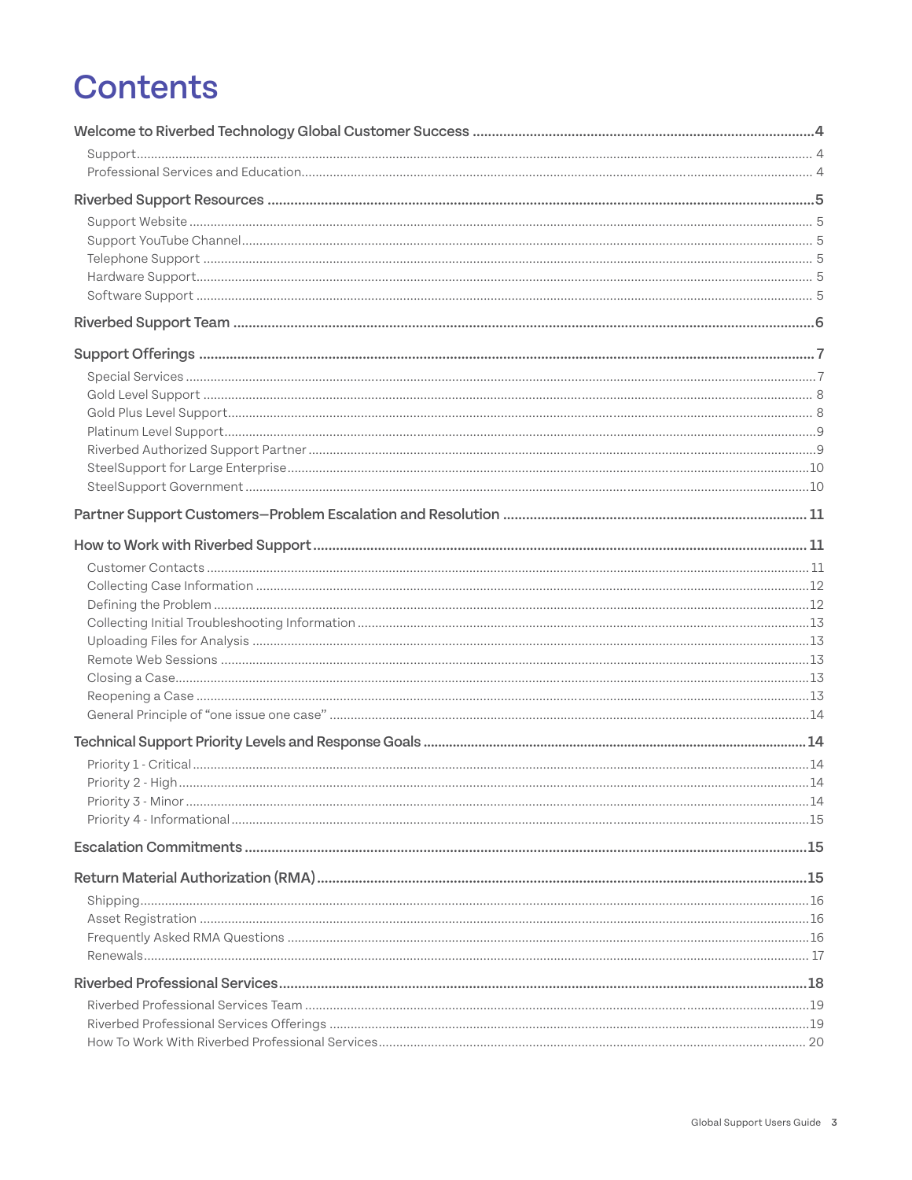# Contents

**Welcome to Riverbed Technology Global Customer Success** .......... 4
- Support .......... 4
- Professional Services and Education .......... 4

**Riverbed Support Resources** .......... 5
- Support Website .......... 5
- Support YouTube Channel .......... 5
- Telephone Support .......... 5
- Hardware Support .......... 5
- Software Support .......... 5

**Riverbed Support Team** .......... 6

**Support Offerings** .......... 7
- Special Services .......... 7
- Gold Level Support .......... 8
- Gold Plus Level Support .......... 8
- Platinum Level Support .......... 9
- Riverbed Authorized Support Partner .......... 9
- SteelSupport for Large Enterprise .......... 10
- SteelSupport Government .......... 10

**Partner Support Customers—Problem Escalation and Resolution** .......... 11

**How to Work with Riverbed Support** .......... 11
- Customer Contacts .......... 11
- Collecting Case Information .......... 12
- Defining the Problem .......... 12
- Collecting Initial Troubleshooting Information .......... 13
- Uploading Files for Analysis .......... 13
- Remote Web Sessions .......... 13
- Closing a Case .......... 13
- Reopening a Case .......... 13
- General Principle of "one issue one case" .......... 14

**Technical Support Priority Levels and Response Goals** .......... 14
- Priority 1 - Critical .......... 14
- Priority 2 - High .......... 14
- Priority 3 - Minor .......... 14
- Priority 4 - Informational .......... 15

**Escalation Commitments** .......... 15

**Return Material Authorization (RMA)** .......... 15
- Shipping .......... 16
- Asset Registration .......... 16
- Frequently Asked RMA Questions .......... 16
- Renewals .......... 17

**Riverbed Professional Services** .......... 18
- Riverbed Professional Services Team .......... 19
- Riverbed Professional Services Offerings .......... 19
- How To Work With Riverbed Professional Services .......... 20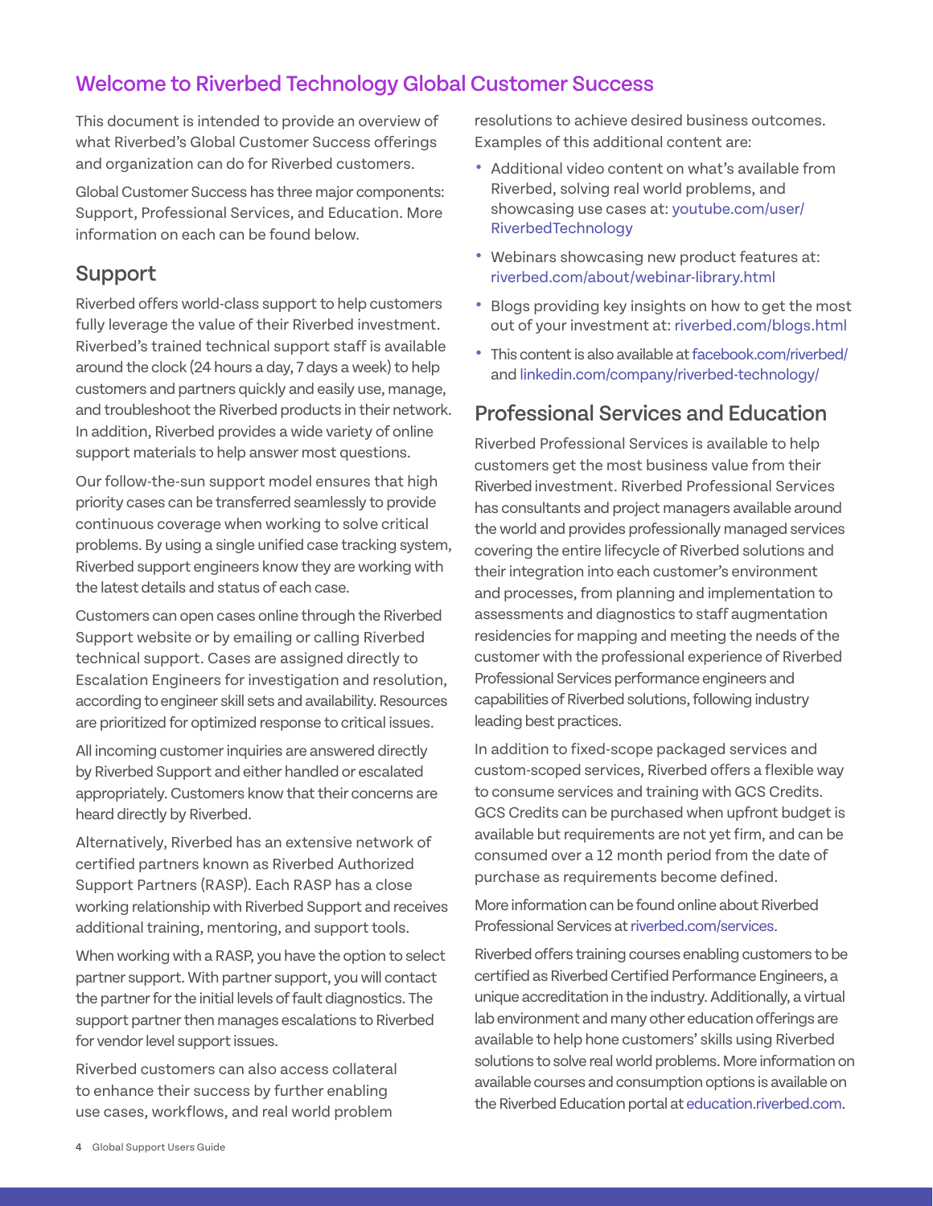## Welcome to Riverbed Technology Global Customer Success

This document is intended to provide an overview of what Riverbed's Global Customer Success offerings and organization can do for Riverbed customers.

Global Customer Success has three major components: Support, Professional Services, and Education. More information on each can be found below.

### Support

Riverbed offers world-class support to help customers fully leverage the value of their Riverbed investment. Riverbed's trained technical support staff is available around the clock (24 hours a day, 7 days a week) to help customers and partners quickly and easily use, manage, and troubleshoot the Riverbed products in their network. In addition, Riverbed provides a wide variety of online support materials to help answer most questions.

Our follow-the-sun support model ensures that high priority cases can be transferred seamlessly to provide continuous coverage when working to solve critical problems. By using a single unified case tracking system, Riverbed support engineers know they are working with the latest details and status of each case.

Customers can open cases online through the Riverbed Support website or by emailing or calling Riverbed technical support. Cases are assigned directly to Escalation Engineers for investigation and resolution, according to engineer skill sets and availability. Resources are prioritized for optimized response to critical issues.

All incoming customer inquiries are answered directly by Riverbed Support and either handled or escalated appropriately. Customers know that their concerns are heard directly by Riverbed.

Alternatively, Riverbed has an extensive network of certified partners known as Riverbed Authorized Support Partners (RASP). Each RASP has a close working relationship with Riverbed Support and receives additional training, mentoring, and support tools.

When working with a RASP, you have the option to select partner support. With partner support, you will contact the partner for the initial levels of fault diagnostics. The support partner then manages escalations to Riverbed for vendor level support issues.

Riverbed customers can also access collateral to enhance their success by further enabling use cases, workflows, and real world problem resolutions to achieve desired business outcomes. Examples of this additional content are:

- Additional video content on what's available from Riverbed, solving real world problems, and showcasing use cases at: youtube.com/user/RiverbedTechnology
- Webinars showcasing new product features at: riverbed.com/about/webinar-library.html
- Blogs providing key insights on how to get the most out of your investment at: riverbed.com/blogs.html
- This content is also available at facebook.com/riverbed/ and linkedin.com/company/riverbed-technology/

### Professional Services and Education

Riverbed Professional Services is available to help customers get the most business value from their Riverbed investment. Riverbed Professional Services has consultants and project managers available around the world and provides professionally managed services covering the entire lifecycle of Riverbed solutions and their integration into each customer's environment and processes, from planning and implementation to assessments and diagnostics to staff augmentation residencies for mapping and meeting the needs of the customer with the professional experience of Riverbed Professional Services performance engineers and capabilities of Riverbed solutions, following industry leading best practices.

In addition to fixed-scope packaged services and custom-scoped services, Riverbed offers a flexible way to consume services and training with GCS Credits. GCS Credits can be purchased when upfront budget is available but requirements are not yet firm, and can be consumed over a 12 month period from the date of purchase as requirements become defined.

More information can be found online about Riverbed Professional Services at riverbed.com/services.

Riverbed offers training courses enabling customers to be certified as Riverbed Certified Performance Engineers, a unique accreditation in the industry. Additionally, a virtual lab environment and many other education offerings are available to help hone customers' skills using Riverbed solutions to solve real world problems. More information on available courses and consumption options is available on the Riverbed Education portal at education.riverbed.com.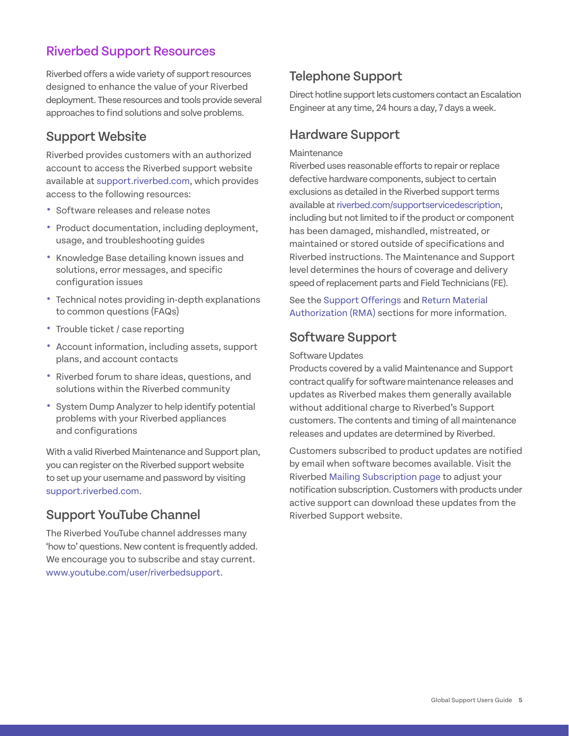## Riverbed Support Resources

Riverbed offers a wide variety of support resources designed to enhance the value of your Riverbed deployment. These resources and tools provide several approaches to find solutions and solve problems.

### Support Website

Riverbed provides customers with an authorized account to access the Riverbed support website available at support.riverbed.com, which provides access to the following resources:

- Software releases and release notes
- Product documentation, including deployment, usage, and troubleshooting guides
- Knowledge Base detailing known issues and solutions, error messages, and specific configuration issues
- Technical notes providing in-depth explanations to common questions (FAQs)
- Trouble ticket / case reporting
- Account information, including assets, support plans, and account contacts
- Riverbed forum to share ideas, questions, and solutions within the Riverbed community
- System Dump Analyzer to help identify potential problems with your Riverbed appliances and configurations

With a valid Riverbed Maintenance and Support plan, you can register on the Riverbed support website to set up your username and password by visiting support.riverbed.com.

### Support YouTube Channel

The Riverbed YouTube channel addresses many 'how to' questions. New content is frequently added. We encourage you to subscribe and stay current. www.youtube.com/user/riverbedsupport.

### Telephone Support

Direct hotline support lets customers contact an Escalation Engineer at any time, 24 hours a day, 7 days a week.

### Hardware Support

Maintenance

Riverbed uses reasonable efforts to repair or replace defective hardware components, subject to certain exclusions as detailed in the Riverbed support terms available at riverbed.com/supportservicedescription, including but not limited to if the product or component has been damaged, mishandled, mistreated, or maintained or stored outside of specifications and Riverbed instructions. The Maintenance and Support level determines the hours of coverage and delivery speed of replacement parts and Field Technicians (FE).

See the Support Offerings and Return Material Authorization (RMA) sections for more information.

### Software Support

Software Updates

Products covered by a valid Maintenance and Support contract qualify for software maintenance releases and updates as Riverbed makes them generally available without additional charge to Riverbed's Support customers. The contents and timing of all maintenance releases and updates are determined by Riverbed.

Customers subscribed to product updates are notified by email when software becomes available. Visit the Riverbed Mailing Subscription page to adjust your notification subscription. Customers with products under active support can download these updates from the Riverbed Support website.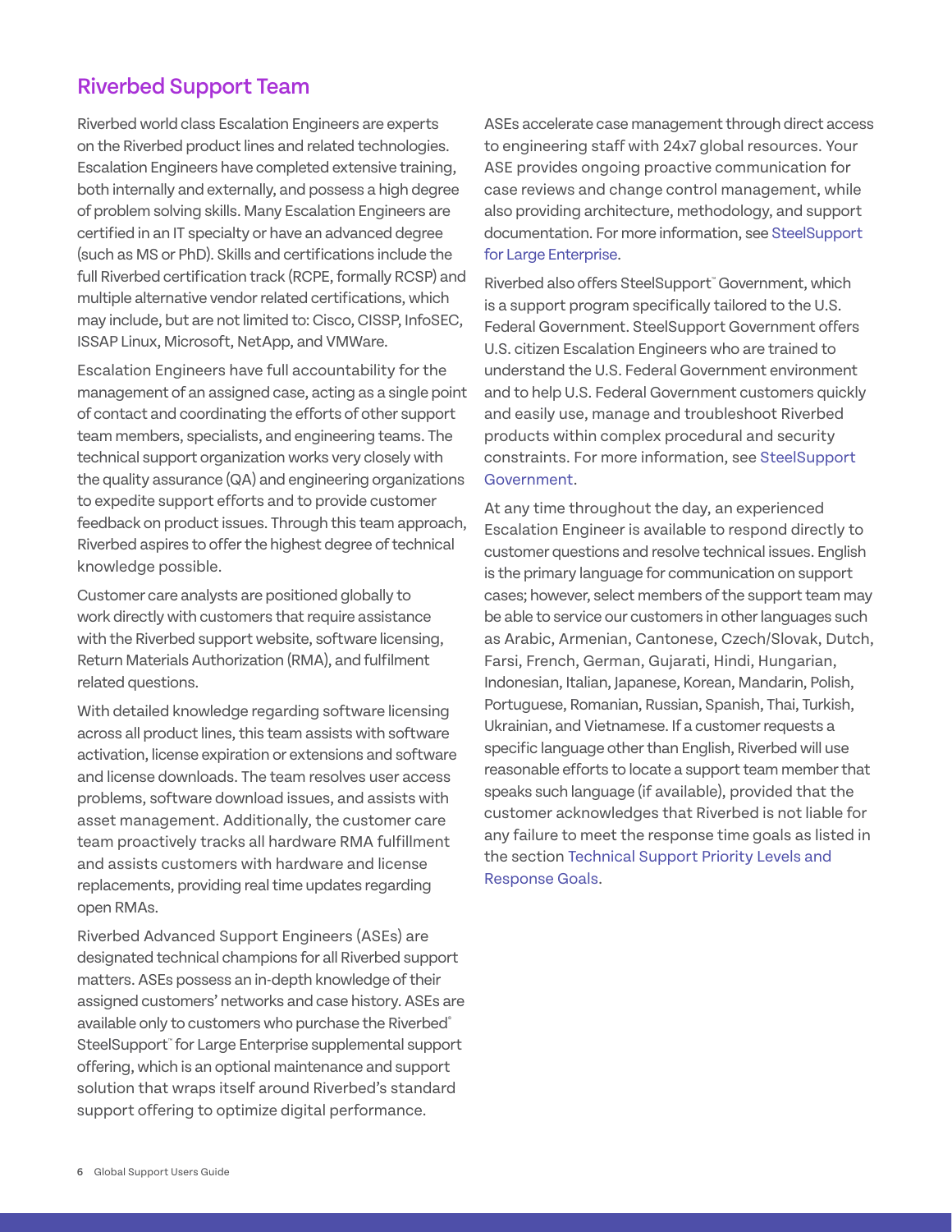## Riverbed Support Team

Riverbed world class Escalation Engineers are experts on the Riverbed product lines and related technologies. Escalation Engineers have completed extensive training, both internally and externally, and possess a high degree of problem solving skills. Many Escalation Engineers are certified in an IT specialty or have an advanced degree (such as MS or PhD). Skills and certifications include the full Riverbed certification track (RCPE, formally RCSP) and multiple alternative vendor related certifications, which may include, but are not limited to: Cisco, CISSP, InfoSEC, ISSAP Linux, Microsoft, NetApp, and VMWare.

Escalation Engineers have full accountability for the management of an assigned case, acting as a single point of contact and coordinating the efforts of other support team members, specialists, and engineering teams. The technical support organization works very closely with the quality assurance (QA) and engineering organizations to expedite support efforts and to provide customer feedback on product issues. Through this team approach, Riverbed aspires to offer the highest degree of technical knowledge possible.

Customer care analysts are positioned globally to work directly with customers that require assistance with the Riverbed support website, software licensing, Return Materials Authorization (RMA), and fulfilment related questions.

With detailed knowledge regarding software licensing across all product lines, this team assists with software activation, license expiration or extensions and software and license downloads. The team resolves user access problems, software download issues, and assists with asset management. Additionally, the customer care team proactively tracks all hardware RMA fulfillment and assists customers with hardware and license replacements, providing real time updates regarding open RMAs.

Riverbed Advanced Support Engineers (ASEs) are designated technical champions for all Riverbed support matters. ASEs possess an in-depth knowledge of their assigned customers' networks and case history. ASEs are available only to customers who purchase the Riverbed® SteelSupport™ for Large Enterprise supplemental support offering, which is an optional maintenance and support solution that wraps itself around Riverbed's standard support offering to optimize digital performance.

ASEs accelerate case management through direct access to engineering staff with 24x7 global resources. Your ASE provides ongoing proactive communication for case reviews and change control management, while also providing architecture, methodology, and support documentation. For more information, see SteelSupport for Large Enterprise.

Riverbed also offers SteelSupport™ Government, which is a support program specifically tailored to the U.S. Federal Government. SteelSupport Government offers U.S. citizen Escalation Engineers who are trained to understand the U.S. Federal Government environment and to help U.S. Federal Government customers quickly and easily use, manage and troubleshoot Riverbed products within complex procedural and security constraints. For more information, see SteelSupport Government.

At any time throughout the day, an experienced Escalation Engineer is available to respond directly to customer questions and resolve technical issues. English is the primary language for communication on support cases; however, select members of the support team may be able to service our customers in other languages such as Arabic, Armenian, Cantonese, Czech/Slovak, Dutch, Farsi, French, German, Gujarati, Hindi, Hungarian, Indonesian, Italian, Japanese, Korean, Mandarin, Polish, Portuguese, Romanian, Russian, Spanish, Thai, Turkish, Ukrainian, and Vietnamese. If a customer requests a specific language other than English, Riverbed will use reasonable efforts to locate a support team member that speaks such language (if available), provided that the customer acknowledges that Riverbed is not liable for any failure to meet the response time goals as listed in the section Technical Support Priority Levels and Response Goals.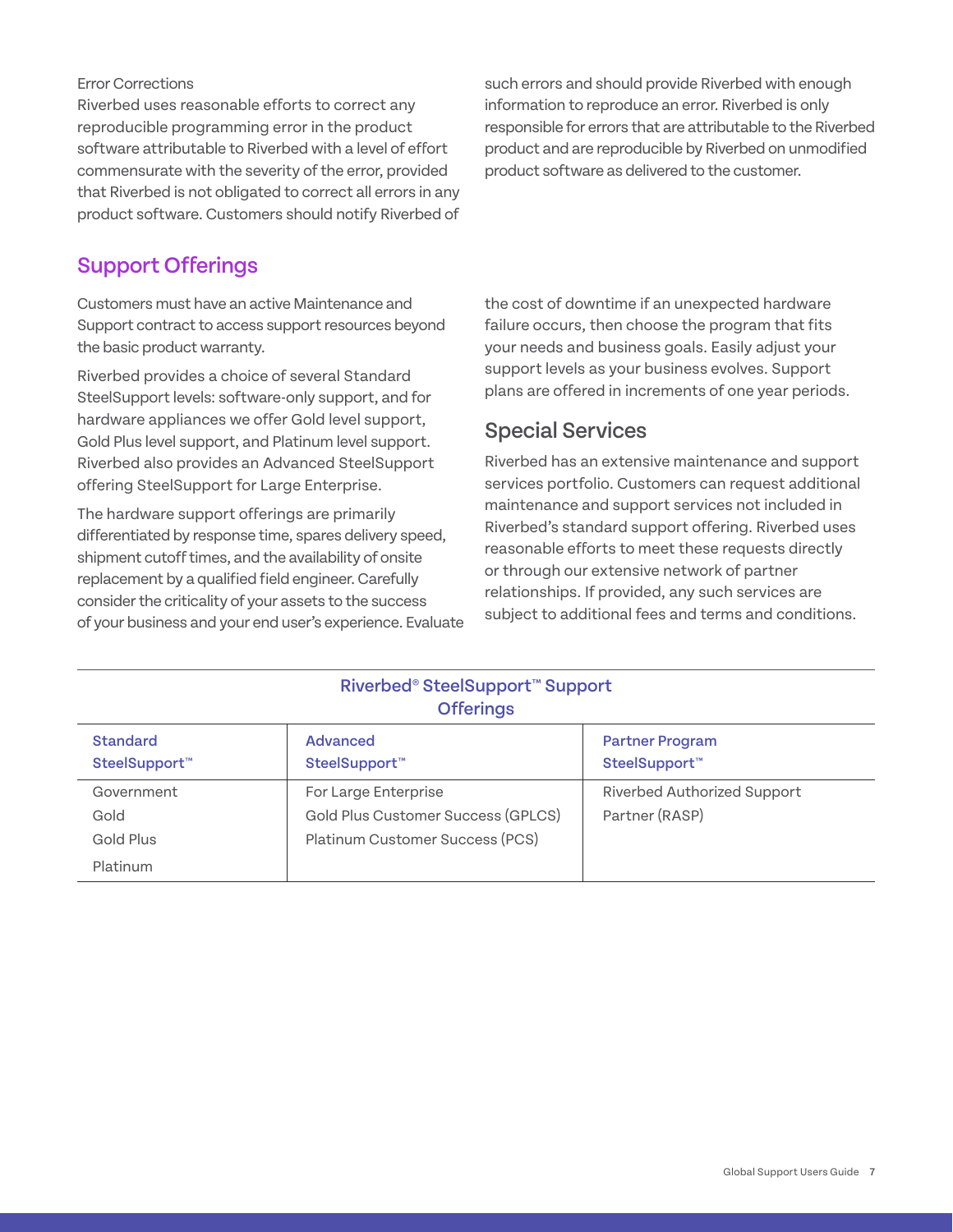Error Corrections

Riverbed uses reasonable efforts to correct any reproducible programming error in the product software attributable to Riverbed with a level of effort commensurate with the severity of the error, provided that Riverbed is not obligated to correct all errors in any product software. Customers should notify Riverbed of such errors and should provide Riverbed with enough information to reproduce an error. Riverbed is only responsible for errors that are attributable to the Riverbed product and are reproducible by Riverbed on unmodified product software as delivered to the customer.

## Support Offerings

Customers must have an active Maintenance and Support contract to access support resources beyond the basic product warranty.

Riverbed provides a choice of several Standard SteelSupport levels: software-only support, and for hardware appliances we offer Gold level support, Gold Plus level support, and Platinum level support. Riverbed also provides an Advanced SteelSupport offering SteelSupport for Large Enterprise.

The hardware support offerings are primarily differentiated by response time, spares delivery speed, shipment cutoff times, and the availability of onsite replacement by a qualified field engineer. Carefully consider the criticality of your assets to the success of your business and your end user's experience. Evaluate the cost of downtime if an unexpected hardware failure occurs, then choose the program that fits your needs and business goals. Easily adjust your support levels as your business evolves. Support plans are offered in increments of one year periods.

### Special Services

Riverbed has an extensive maintenance and support services portfolio. Customers can request additional maintenance and support services not included in Riverbed's standard support offering. Riverbed uses reasonable efforts to meet these requests directly or through our extensive network of partner relationships. If provided, any such services are subject to additional fees and terms and conditions.

**Riverbed® SteelSupport™ Support Offerings**

| Standard SteelSupport™ | Advanced SteelSupport™ | Partner Program SteelSupport™ |
|---|---|---|
| Government<br>Gold<br>Gold Plus<br>Platinum | For Large Enterprise<br>Gold Plus Customer Success (GPLCS)<br>Platinum Customer Success (PCS) | Riverbed Authorized Support Partner (RASP) |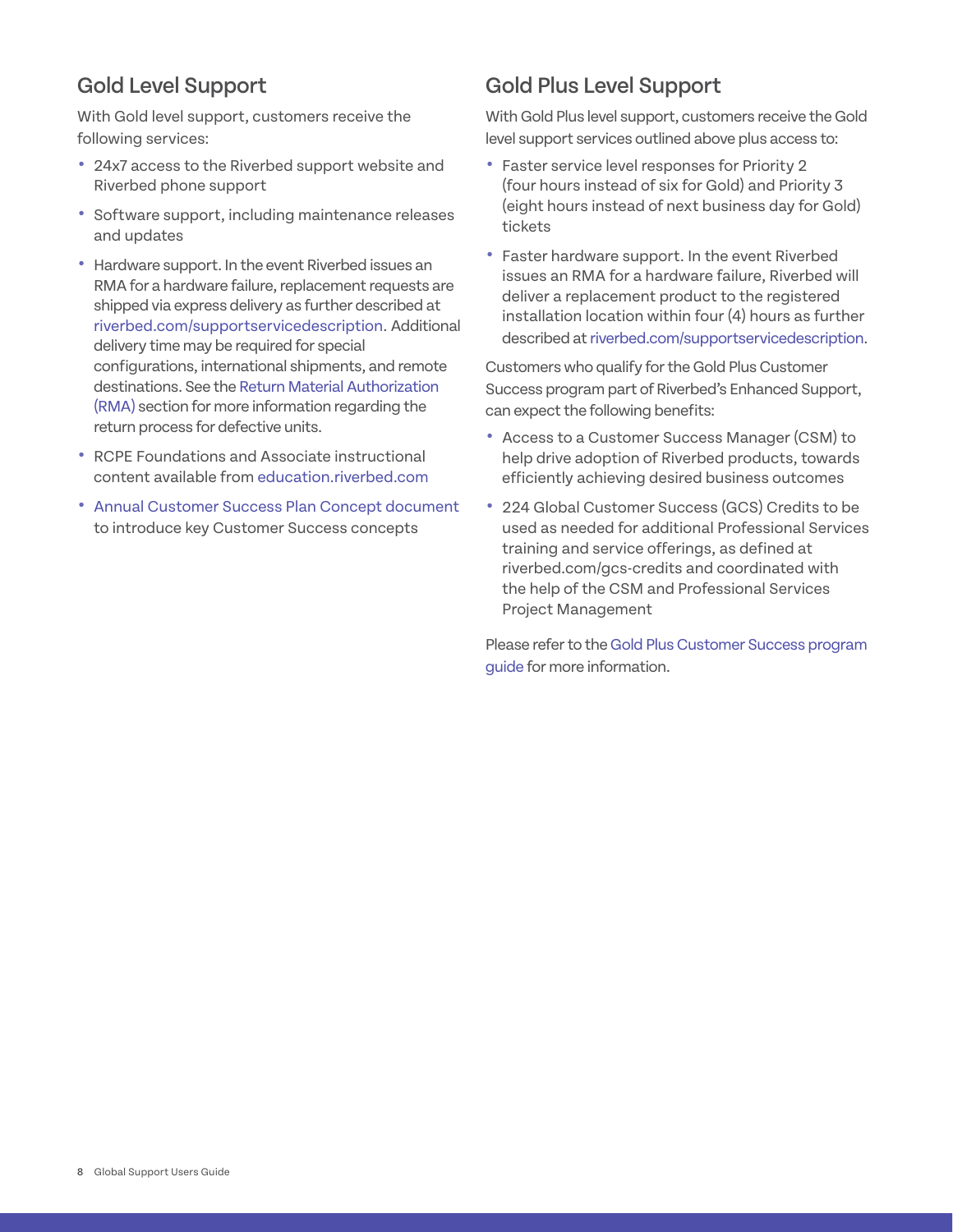## Gold Level Support

With Gold level support, customers receive the following services:

- 24x7 access to the Riverbed support website and Riverbed phone support
- Software support, including maintenance releases and updates
- Hardware support. In the event Riverbed issues an RMA for a hardware failure, replacement requests are shipped via express delivery as further described at riverbed.com/supportservicedescription. Additional delivery time may be required for special configurations, international shipments, and remote destinations. See the Return Material Authorization (RMA) section for more information regarding the return process for defective units.
- RCPE Foundations and Associate instructional content available from education.riverbed.com
- Annual Customer Success Plan Concept document to introduce key Customer Success concepts

## Gold Plus Level Support

With Gold Plus level support, customers receive the Gold level support services outlined above plus access to:

- Faster service level responses for Priority 2 (four hours instead of six for Gold) and Priority 3 (eight hours instead of next business day for Gold) tickets
- Faster hardware support. In the event Riverbed issues an RMA for a hardware failure, Riverbed will deliver a replacement product to the registered installation location within four (4) hours as further described at riverbed.com/supportservicedescription.

Customers who qualify for the Gold Plus Customer Success program part of Riverbed's Enhanced Support, can expect the following benefits:

- Access to a Customer Success Manager (CSM) to help drive adoption of Riverbed products, towards efficiently achieving desired business outcomes
- 224 Global Customer Success (GCS) Credits to be used as needed for additional Professional Services training and service offerings, as defined at riverbed.com/gcs-credits and coordinated with the help of the CSM and Professional Services Project Management

Please refer to the Gold Plus Customer Success program guide for more information.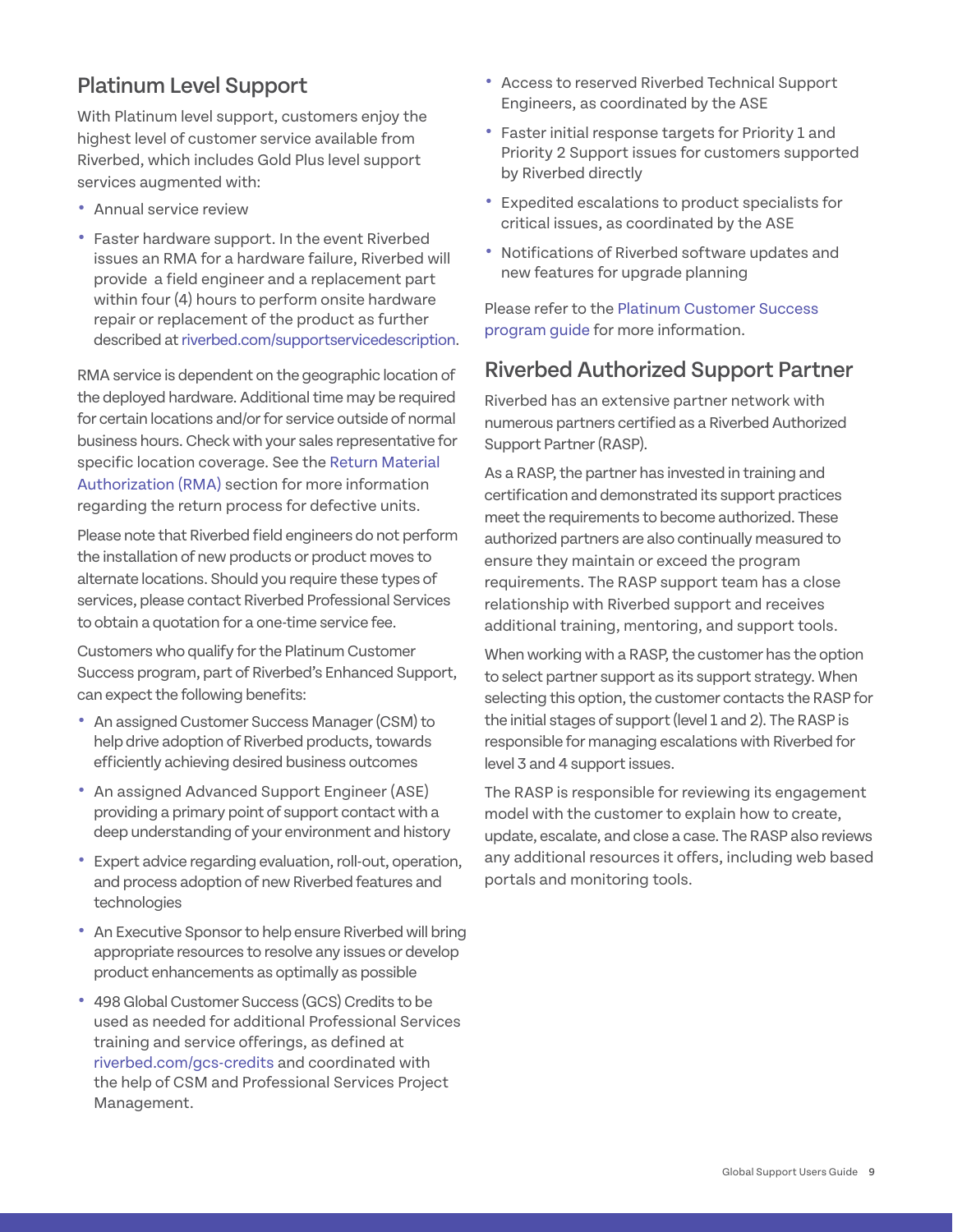## Platinum Level Support

With Platinum level support, customers enjoy the highest level of customer service available from Riverbed, which includes Gold Plus level support services augmented with:

- Annual service review
- Faster hardware support. In the event Riverbed issues an RMA for a hardware failure, Riverbed will provide a field engineer and a replacement part within four (4) hours to perform onsite hardware repair or replacement of the product as further described at riverbed.com/supportservicedescription.

RMA service is dependent on the geographic location of the deployed hardware. Additional time may be required for certain locations and/or for service outside of normal business hours. Check with your sales representative for specific location coverage. See the Return Material Authorization (RMA) section for more information regarding the return process for defective units.

Please note that Riverbed field engineers do not perform the installation of new products or product moves to alternate locations. Should you require these types of services, please contact Riverbed Professional Services to obtain a quotation for a one-time service fee.

Customers who qualify for the Platinum Customer Success program, part of Riverbed's Enhanced Support, can expect the following benefits:

- An assigned Customer Success Manager (CSM) to help drive adoption of Riverbed products, towards efficiently achieving desired business outcomes
- An assigned Advanced Support Engineer (ASE) providing a primary point of support contact with a deep understanding of your environment and history
- Expert advice regarding evaluation, roll-out, operation, and process adoption of new Riverbed features and technologies
- An Executive Sponsor to help ensure Riverbed will bring appropriate resources to resolve any issues or develop product enhancements as optimally as possible
- 498 Global Customer Success (GCS) Credits to be used as needed for additional Professional Services training and service offerings, as defined at riverbed.com/gcs-credits and coordinated with the help of CSM and Professional Services Project Management.
- Access to reserved Riverbed Technical Support Engineers, as coordinated by the ASE
- Faster initial response targets for Priority 1 and Priority 2 Support issues for customers supported by Riverbed directly
- Expedited escalations to product specialists for critical issues, as coordinated by the ASE
- Notifications of Riverbed software updates and new features for upgrade planning

Please refer to the Platinum Customer Success program guide for more information.

## Riverbed Authorized Support Partner

Riverbed has an extensive partner network with numerous partners certified as a Riverbed Authorized Support Partner (RASP).

As a RASP, the partner has invested in training and certification and demonstrated its support practices meet the requirements to become authorized. These authorized partners are also continually measured to ensure they maintain or exceed the program requirements. The RASP support team has a close relationship with Riverbed support and receives additional training, mentoring, and support tools.

When working with a RASP, the customer has the option to select partner support as its support strategy. When selecting this option, the customer contacts the RASP for the initial stages of support (level 1 and 2). The RASP is responsible for managing escalations with Riverbed for level 3 and 4 support issues.

The RASP is responsible for reviewing its engagement model with the customer to explain how to create, update, escalate, and close a case. The RASP also reviews any additional resources it offers, including web based portals and monitoring tools.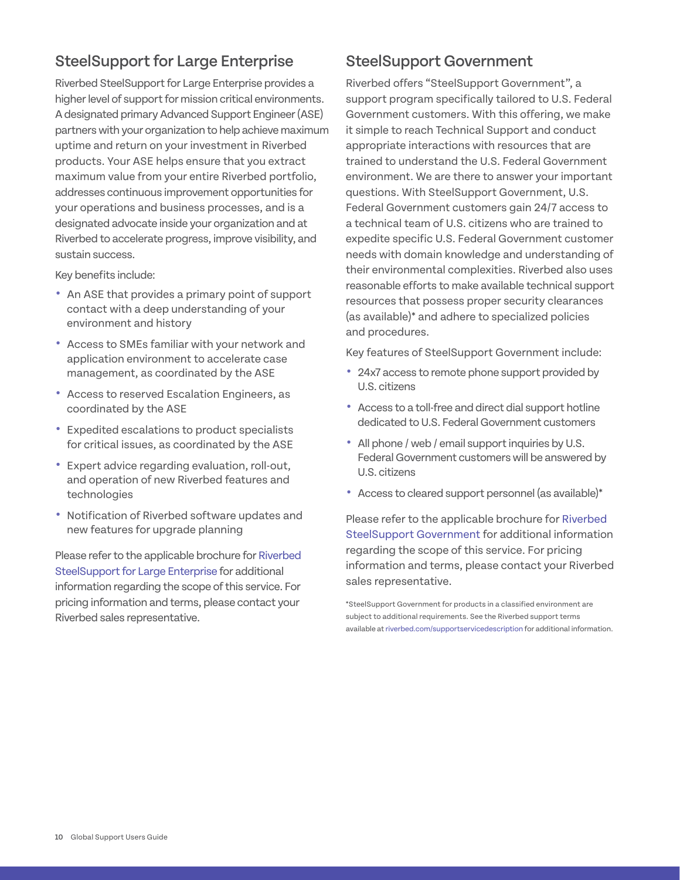## SteelSupport for Large Enterprise

Riverbed SteelSupport for Large Enterprise provides a higher level of support for mission critical environments. A designated primary Advanced Support Engineer (ASE) partners with your organization to help achieve maximum uptime and return on your investment in Riverbed products. Your ASE helps ensure that you extract maximum value from your entire Riverbed portfolio, addresses continuous improvement opportunities for your operations and business processes, and is a designated advocate inside your organization and at Riverbed to accelerate progress, improve visibility, and sustain success.

Key benefits include:

- An ASE that provides a primary point of support contact with a deep understanding of your environment and history
- Access to SMEs familiar with your network and application environment to accelerate case management, as coordinated by the ASE
- Access to reserved Escalation Engineers, as coordinated by the ASE
- Expedited escalations to product specialists for critical issues, as coordinated by the ASE
- Expert advice regarding evaluation, roll-out, and operation of new Riverbed features and technologies
- Notification of Riverbed software updates and new features for upgrade planning

Please refer to the applicable brochure for Riverbed SteelSupport for Large Enterprise for additional information regarding the scope of this service. For pricing information and terms, please contact your Riverbed sales representative.

## SteelSupport Government

Riverbed offers "SteelSupport Government", a support program specifically tailored to U.S. Federal Government customers. With this offering, we make it simple to reach Technical Support and conduct appropriate interactions with resources that are trained to understand the U.S. Federal Government environment. We are there to answer your important questions. With SteelSupport Government, U.S. Federal Government customers gain 24/7 access to a technical team of U.S. citizens who are trained to expedite specific U.S. Federal Government customer needs with domain knowledge and understanding of their environmental complexities. Riverbed also uses reasonable efforts to make available technical support resources that possess proper security clearances (as available)* and adhere to specialized policies and procedures.

Key features of SteelSupport Government include:

- 24x7 access to remote phone support provided by U.S. citizens
- Access to a toll-free and direct dial support hotline dedicated to U.S. Federal Government customers
- All phone / web / email support inquiries by U.S. Federal Government customers will be answered by U.S. citizens
- Access to cleared support personnel (as available)*

Please refer to the applicable brochure for Riverbed SteelSupport Government for additional information regarding the scope of this service. For pricing information and terms, please contact your Riverbed sales representative.

*SteelSupport Government for products in a classified environment are subject to additional requirements. See the Riverbed support terms available at riverbed.com/supportservicedescription for additional information.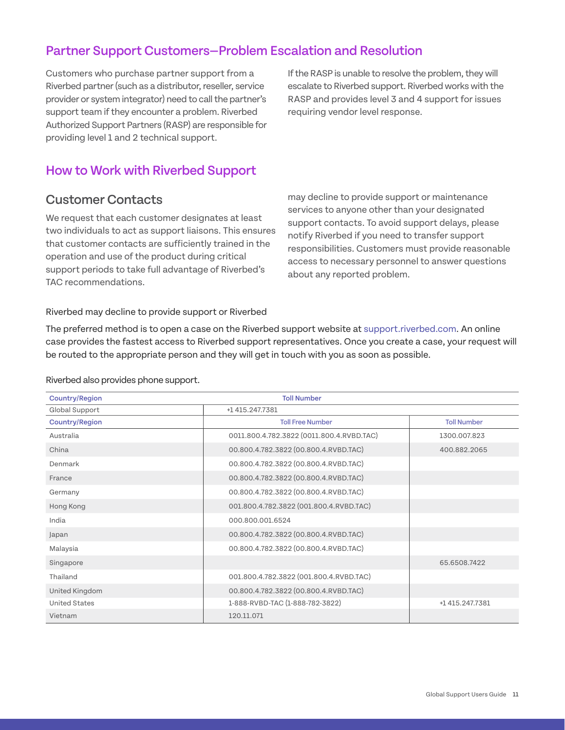## Partner Support Customers—Problem Escalation and Resolution

Customers who purchase partner support from a Riverbed partner (such as a distributor, reseller, service provider or system integrator) need to call the partner's support team if they encounter a problem. Riverbed Authorized Support Partners (RASP) are responsible for providing level 1 and 2 technical support.

If the RASP is unable to resolve the problem, they will escalate to Riverbed support. Riverbed works with the RASP and provides level 3 and 4 support for issues requiring vendor level response.

## How to Work with Riverbed Support

### Customer Contacts

We request that each customer designates at least two individuals to act as support liaisons. This ensures that customer contacts are sufficiently trained in the operation and use of the product during critical support periods to take full advantage of Riverbed's TAC recommendations.

Riverbed may decline to provide support or Riverbed may decline to provide support or maintenance services to anyone other than your designated support contacts. To avoid support delays, please notify Riverbed if you need to transfer support responsibilities. Customers must provide reasonable access to necessary personnel to answer questions about any reported problem.

The preferred method is to open a case on the Riverbed support website at support.riverbed.com. An online case provides the fastest access to Riverbed support representatives. Once you create a case, your request will be routed to the appropriate person and they will get in touch with you as soon as possible.

Riverbed also provides phone support.

| Country/Region | Toll Number | |
|---|---|---|
| Global Support | +1 415.247.7381 | |
| **Country/Region** | **Toll Free Number** | **Toll Number** |
| Australia | 0011.800.4.782.3822 (0011.800.4.RVBD.TAC) | 1300.007.823 |
| China | 00.800.4.782.3822 (00.800.4.RVBD.TAC) | 400.882.2065 |
| Denmark | 00.800.4.782.3822 (00.800.4.RVBD.TAC) | |
| France | 00.800.4.782.3822 (00.800.4.RVBD.TAC) | |
| Germany | 00.800.4.782.3822 (00.800.4.RVBD.TAC) | |
| Hong Kong | 001.800.4.782.3822 (001.800.4.RVBD.TAC) | |
| India | 000.800.001.6524 | |
| Japan | 00.800.4.782.3822 (00.800.4.RVBD.TAC) | |
| Malaysia | 00.800.4.782.3822 (00.800.4.RVBD.TAC) | |
| Singapore | | 65.6508.7422 |
| Thailand | 001.800.4.782.3822 (001.800.4.RVBD.TAC) | |
| United Kingdom | 00.800.4.782.3822 (00.800.4.RVBD.TAC) | |
| United States | 1-888-RVBD-TAC (1-888-782-3822) | +1 415.247.7381 |
| Vietnam | 120.11.071 | |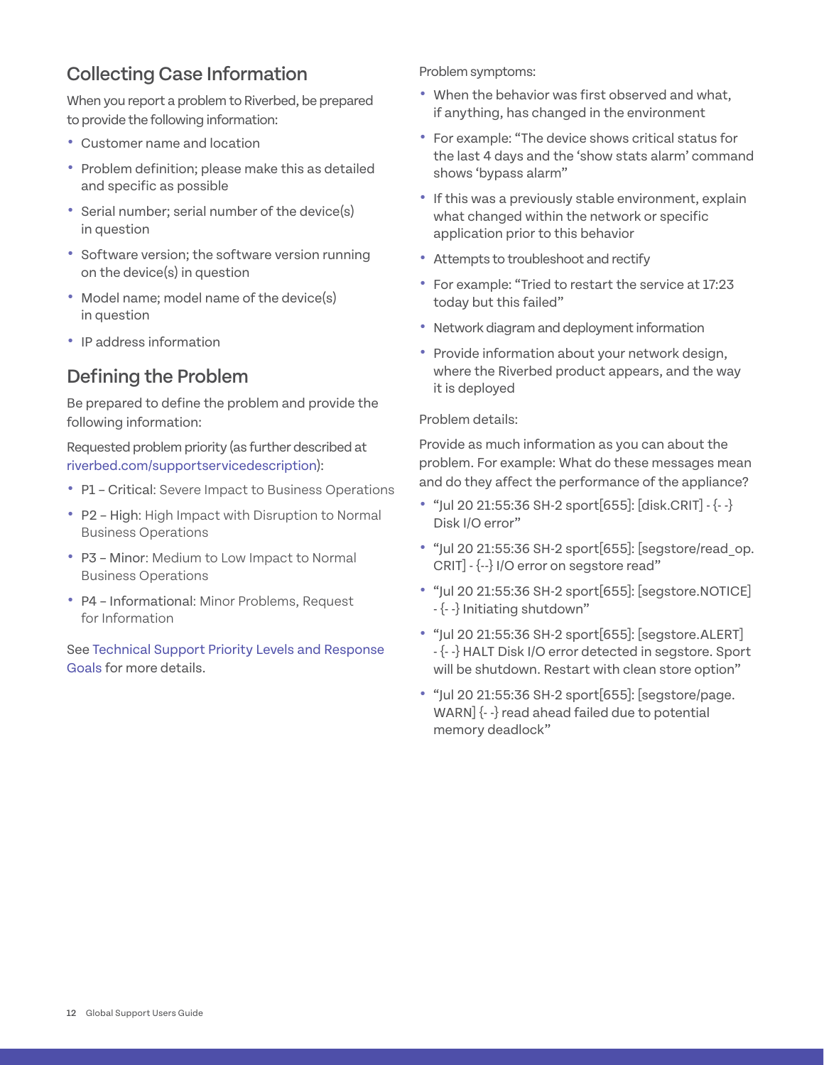## Collecting Case Information

When you report a problem to Riverbed, be prepared to provide the following information:

- Customer name and location
- Problem definition; please make this as detailed and specific as possible
- Serial number; serial number of the device(s) in question
- Software version; the software version running on the device(s) in question
- Model name; model name of the device(s) in question
- IP address information

## Defining the Problem

Be prepared to define the problem and provide the following information:

Requested problem priority (as further described at riverbed.com/supportservicedescription):

- P1 – Critical: Severe Impact to Business Operations
- P2 – High: High Impact with Disruption to Normal Business Operations
- P3 – Minor: Medium to Low Impact to Normal Business Operations
- P4 – Informational: Minor Problems, Request for Information

See Technical Support Priority Levels and Response Goals for more details.

Problem symptoms:

- When the behavior was first observed and what, if anything, has changed in the environment
- For example: "The device shows critical status for the last 4 days and the 'show stats alarm' command shows 'bypass alarm"
- If this was a previously stable environment, explain what changed within the network or specific application prior to this behavior
- Attempts to troubleshoot and rectify
- For example: "Tried to restart the service at 17:23 today but this failed"
- Network diagram and deployment information
- Provide information about your network design, where the Riverbed product appears, and the way it is deployed

Problem details:

Provide as much information as you can about the problem. For example: What do these messages mean and do they affect the performance of the appliance?

- "Jul 20 21:55:36 SH-2 sport[655]: [disk.CRIT] - {- -} Disk I/O error"
- "Jul 20 21:55:36 SH-2 sport[655]: [segstore/read_op.CRIT] - {--} I/O error on segstore read"
- "Jul 20 21:55:36 SH-2 sport[655]: [segstore.NOTICE] - {- -} Initiating shutdown"
- "Jul 20 21:55:36 SH-2 sport[655]: [segstore.ALERT] - {- -} HALT Disk I/O error detected in segstore. Sport will be shutdown. Restart with clean store option"
- "Jul 20 21:55:36 SH-2 sport[655]: [segstore/page.WARN] {- -} read ahead failed due to potential memory deadlock"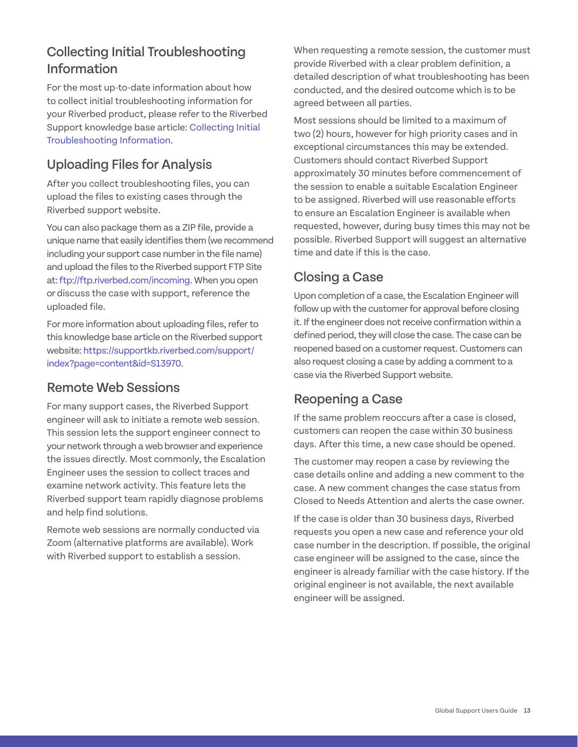## Collecting Initial Troubleshooting Information

For the most up-to-date information about how to collect initial troubleshooting information for your Riverbed product, please refer to the Riverbed Support knowledge base article: Collecting Initial Troubleshooting Information.

## Uploading Files for Analysis

After you collect troubleshooting files, you can upload the files to existing cases through the Riverbed support website.

You can also package them as a ZIP file, provide a unique name that easily identifies them (we recommend including your support case number in the file name) and upload the files to the Riverbed support FTP Site at: ftp://ftp.riverbed.com/incoming. When you open or discuss the case with support, reference the uploaded file.

For more information about uploading files, refer to this knowledge base article on the Riverbed support website: https://supportkb.riverbed.com/support/index?page=content&id=S13970.

## Remote Web Sessions

For many support cases, the Riverbed Support engineer will ask to initiate a remote web session. This session lets the support engineer connect to your network through a web browser and experience the issues directly. Most commonly, the Escalation Engineer uses the session to collect traces and examine network activity. This feature lets the Riverbed support team rapidly diagnose problems and help find solutions.

Remote web sessions are normally conducted via Zoom (alternative platforms are available). Work with Riverbed support to establish a session.

When requesting a remote session, the customer must provide Riverbed with a clear problem definition, a detailed description of what troubleshooting has been conducted, and the desired outcome which is to be agreed between all parties.

Most sessions should be limited to a maximum of two (2) hours, however for high priority cases and in exceptional circumstances this may be extended. Customers should contact Riverbed Support approximately 30 minutes before commencement of the session to enable a suitable Escalation Engineer to be assigned. Riverbed will use reasonable efforts to ensure an Escalation Engineer is available when requested, however, during busy times this may not be possible. Riverbed Support will suggest an alternative time and date if this is the case.

## Closing a Case

Upon completion of a case, the Escalation Engineer will follow up with the customer for approval before closing it. If the engineer does not receive confirmation within a defined period, they will close the case. The case can be reopened based on a customer request. Customers can also request closing a case by adding a comment to a case via the Riverbed Support website.

## Reopening a Case

If the same problem reoccurs after a case is closed, customers can reopen the case within 30 business days. After this time, a new case should be opened.

The customer may reopen a case by reviewing the case details online and adding a new comment to the case. A new comment changes the case status from Closed to Needs Attention and alerts the case owner.

If the case is older than 30 business days, Riverbed requests you open a new case and reference your old case number in the description. If possible, the original case engineer will be assigned to the case, since the engineer is already familiar with the case history. If the original engineer is not available, the next available engineer will be assigned.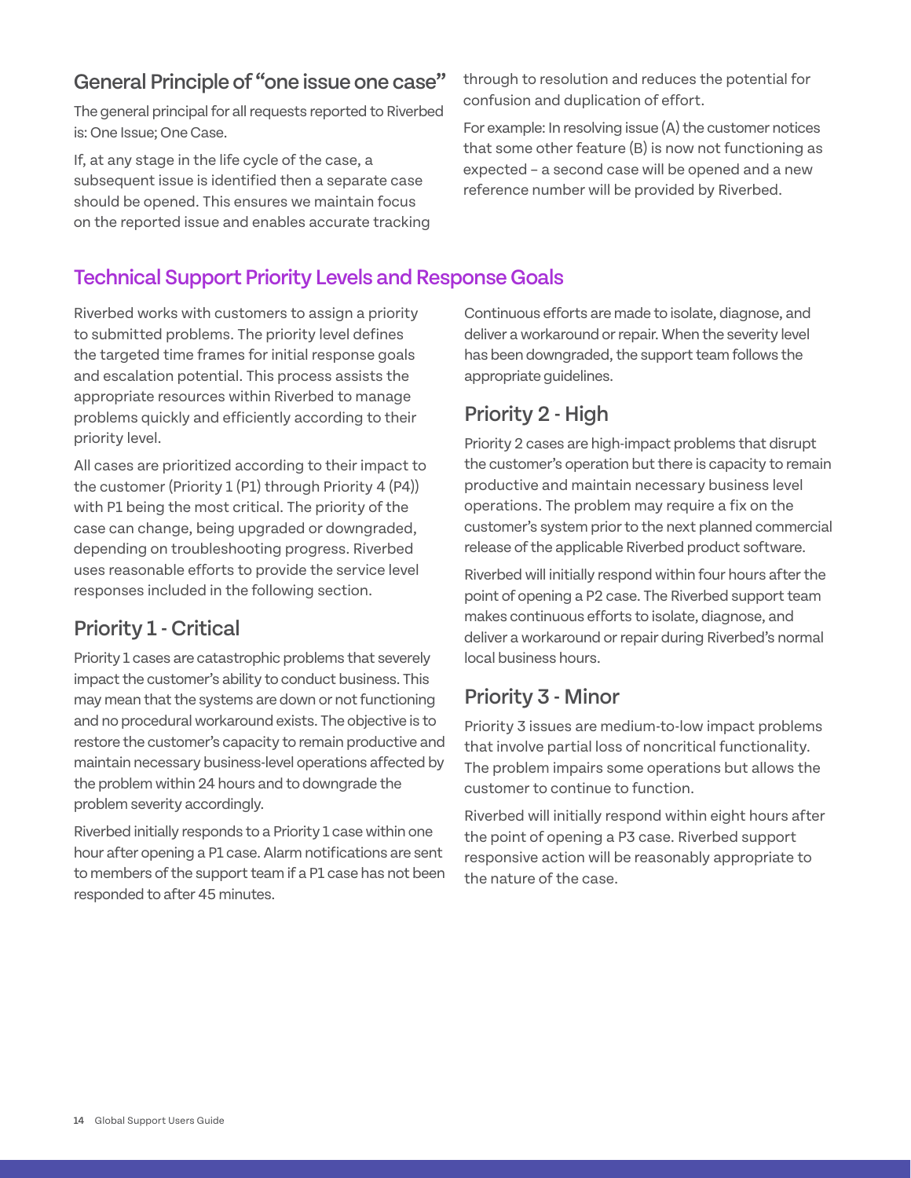## General Principle of "one issue one case"

The general principal for all requests reported to Riverbed is: One Issue; One Case.

If, at any stage in the life cycle of the case, a subsequent issue is identified then a separate case should be opened. This ensures we maintain focus on the reported issue and enables accurate tracking through to resolution and reduces the potential for confusion and duplication of effort.

For example: In resolving issue (A) the customer notices that some other feature (B) is now not functioning as expected – a second case will be opened and a new reference number will be provided by Riverbed.

## Technical Support Priority Levels and Response Goals

Riverbed works with customers to assign a priority to submitted problems. The priority level defines the targeted time frames for initial response goals and escalation potential. This process assists the appropriate resources within Riverbed to manage problems quickly and efficiently according to their priority level.

All cases are prioritized according to their impact to the customer (Priority 1 (P1) through Priority 4 (P4)) with P1 being the most critical. The priority of the case can change, being upgraded or downgraded, depending on troubleshooting progress. Riverbed uses reasonable efforts to provide the service level responses included in the following section.

### Priority 1 - Critical

Priority 1 cases are catastrophic problems that severely impact the customer's ability to conduct business. This may mean that the systems are down or not functioning and no procedural workaround exists. The objective is to restore the customer's capacity to remain productive and maintain necessary business-level operations affected by the problem within 24 hours and to downgrade the problem severity accordingly.

Riverbed initially responds to a Priority 1 case within one hour after opening a P1 case. Alarm notifications are sent to members of the support team if a P1 case has not been responded to after 45 minutes.

Continuous efforts are made to isolate, diagnose, and deliver a workaround or repair. When the severity level has been downgraded, the support team follows the appropriate guidelines.

### Priority 2 - High

Priority 2 cases are high-impact problems that disrupt the customer's operation but there is capacity to remain productive and maintain necessary business level operations. The problem may require a fix on the customer's system prior to the next planned commercial release of the applicable Riverbed product software.

Riverbed will initially respond within four hours after the point of opening a P2 case. The Riverbed support team makes continuous efforts to isolate, diagnose, and deliver a workaround or repair during Riverbed's normal local business hours.

### Priority 3 - Minor

Priority 3 issues are medium-to-low impact problems that involve partial loss of noncritical functionality. The problem impairs some operations but allows the customer to continue to function.

Riverbed will initially respond within eight hours after the point of opening a P3 case. Riverbed support responsive action will be reasonably appropriate to the nature of the case.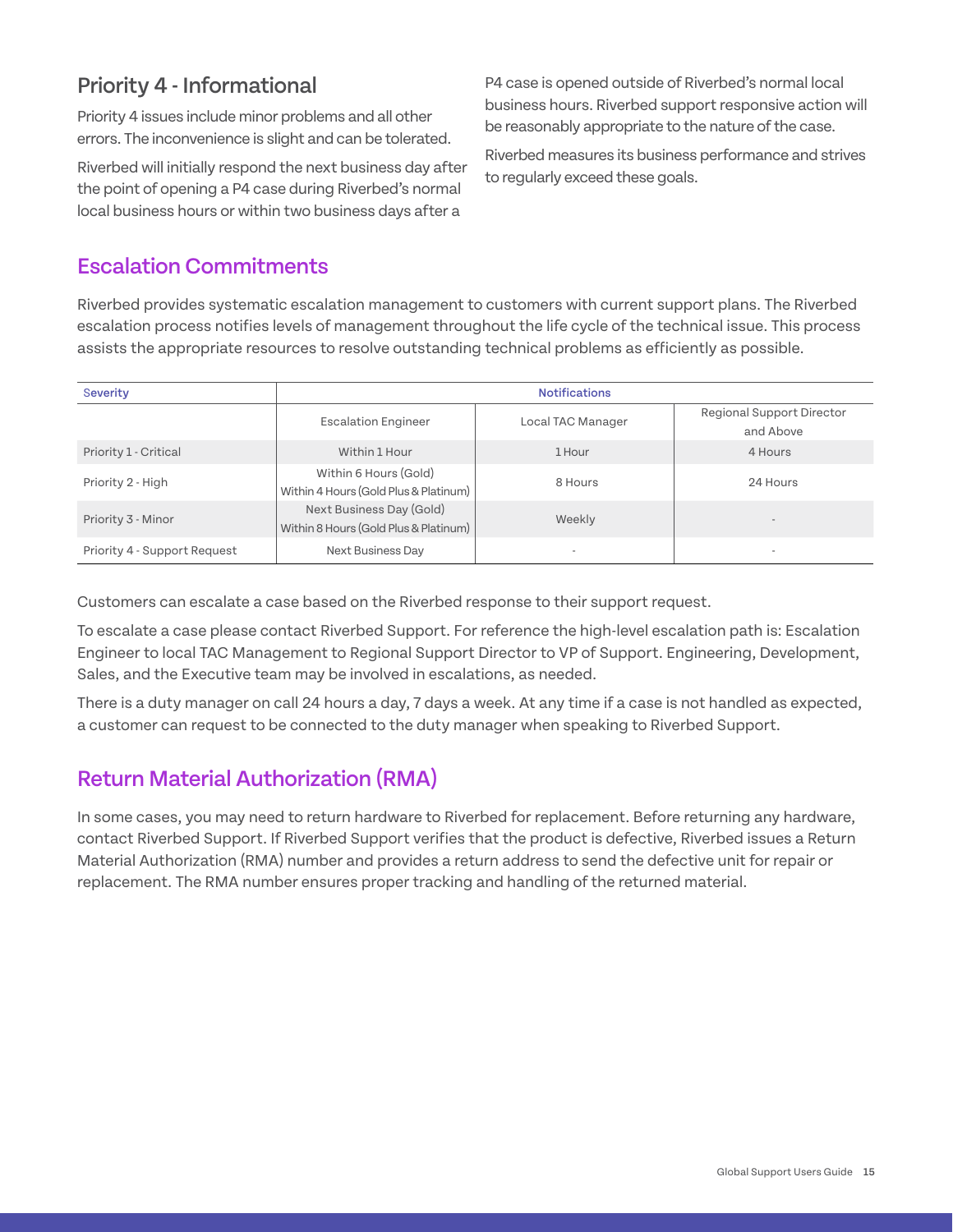## Priority 4 - Informational

Priority 4 issues include minor problems and all other errors. The inconvenience is slight and can be tolerated.

Riverbed will initially respond the next business day after the point of opening a P4 case during Riverbed's normal local business hours or within two business days after a P4 case is opened outside of Riverbed's normal local business hours. Riverbed support responsive action will be reasonably appropriate to the nature of the case.

Riverbed measures its business performance and strives to regularly exceed these goals.

## Escalation Commitments

Riverbed provides systematic escalation management to customers with current support plans. The Riverbed escalation process notifies levels of management throughout the life cycle of the technical issue. This process assists the appropriate resources to resolve outstanding technical problems as efficiently as possible.

| Severity | Notifications | | |
|---|---|---|---|
| | Escalation Engineer | Local TAC Manager | Regional Support Director and Above |
| Priority 1 - Critical | Within 1 Hour | 1 Hour | 4 Hours |
| Priority 2 - High | Within 6 Hours (Gold) Within 4 Hours (Gold Plus & Platinum) | 8 Hours | 24 Hours |
| Priority 3 - Minor | Next Business Day (Gold) Within 8 Hours (Gold Plus & Platinum) | Weekly | - |
| Priority 4 - Support Request | Next Business Day | - | - |

Customers can escalate a case based on the Riverbed response to their support request.

To escalate a case please contact Riverbed Support. For reference the high-level escalation path is: Escalation Engineer to local TAC Management to Regional Support Director to VP of Support. Engineering, Development, Sales, and the Executive team may be involved in escalations, as needed.

There is a duty manager on call 24 hours a day, 7 days a week. At any time if a case is not handled as expected, a customer can request to be connected to the duty manager when speaking to Riverbed Support.

## Return Material Authorization (RMA)

In some cases, you may need to return hardware to Riverbed for replacement. Before returning any hardware, contact Riverbed Support. If Riverbed Support verifies that the product is defective, Riverbed issues a Return Material Authorization (RMA) number and provides a return address to send the defective unit for repair or replacement. The RMA number ensures proper tracking and handling of the returned material.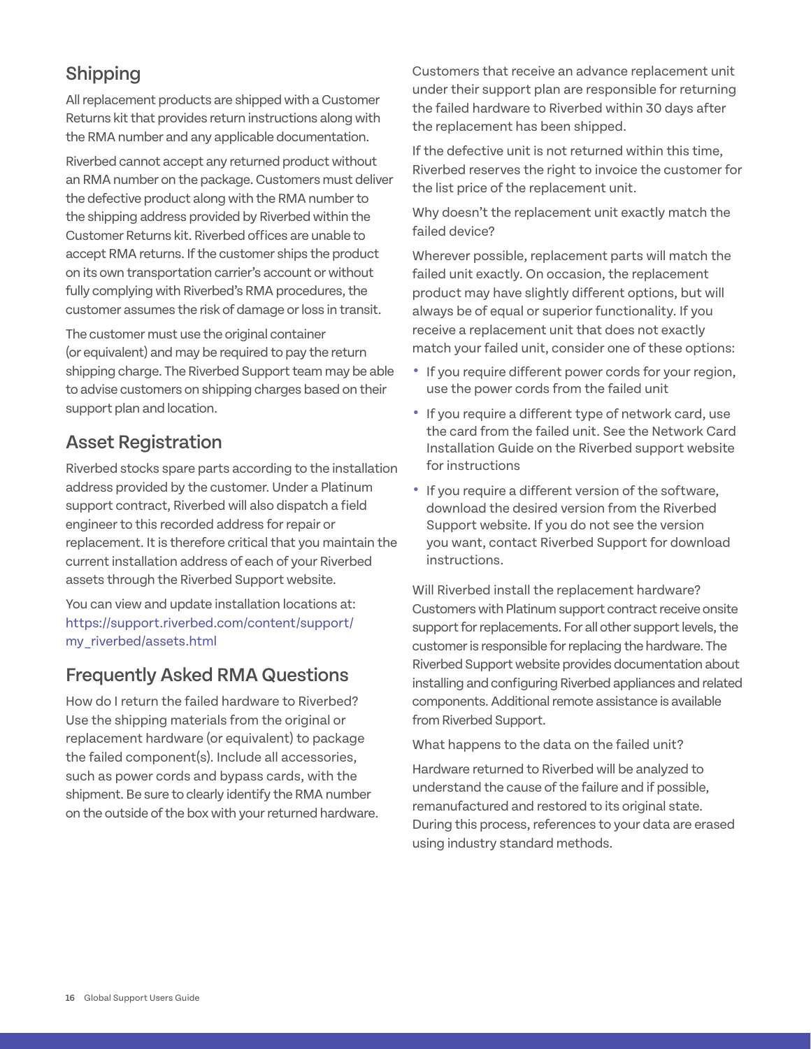## Shipping

All replacement products are shipped with a Customer Returns kit that provides return instructions along with the RMA number and any applicable documentation.

Riverbed cannot accept any returned product without an RMA number on the package. Customers must deliver the defective product along with the RMA number to the shipping address provided by Riverbed within the Customer Returns kit. Riverbed offices are unable to accept RMA returns. If the customer ships the product on its own transportation carrier's account or without fully complying with Riverbed's RMA procedures, the customer assumes the risk of damage or loss in transit.

The customer must use the original container (or equivalent) and may be required to pay the return shipping charge. The Riverbed Support team may be able to advise customers on shipping charges based on their support plan and location.

## Asset Registration

Riverbed stocks spare parts according to the installation address provided by the customer. Under a Platinum support contract, Riverbed will also dispatch a field engineer to this recorded address for repair or replacement. It is therefore critical that you maintain the current installation address of each of your Riverbed assets through the Riverbed Support website.

You can view and update installation locations at: https://support.riverbed.com/content/support/my_riverbed/assets.html

## Frequently Asked RMA Questions

How do I return the failed hardware to Riverbed? Use the shipping materials from the original or replacement hardware (or equivalent) to package the failed component(s). Include all accessories, such as power cords and bypass cards, with the shipment. Be sure to clearly identify the RMA number on the outside of the box with your returned hardware.

Customers that receive an advance replacement unit under their support plan are responsible for returning the failed hardware to Riverbed within 30 days after the replacement has been shipped.

If the defective unit is not returned within this time, Riverbed reserves the right to invoice the customer for the list price of the replacement unit.

Why doesn't the replacement unit exactly match the failed device?

Wherever possible, replacement parts will match the failed unit exactly. On occasion, the replacement product may have slightly different options, but will always be of equal or superior functionality. If you receive a replacement unit that does not exactly match your failed unit, consider one of these options:

- If you require different power cords for your region, use the power cords from the failed unit
- If you require a different type of network card, use the card from the failed unit. See the Network Card Installation Guide on the Riverbed support website for instructions
- If you require a different version of the software, download the desired version from the Riverbed Support website. If you do not see the version you want, contact Riverbed Support for download instructions.

Will Riverbed install the replacement hardware? Customers with Platinum support contract receive onsite support for replacements. For all other support levels, the customer is responsible for replacing the hardware. The Riverbed Support website provides documentation about installing and configuring Riverbed appliances and related components. Additional remote assistance is available from Riverbed Support.

What happens to the data on the failed unit?

Hardware returned to Riverbed will be analyzed to understand the cause of the failure and if possible, remanufactured and restored to its original state. During this process, references to your data are erased using industry standard methods.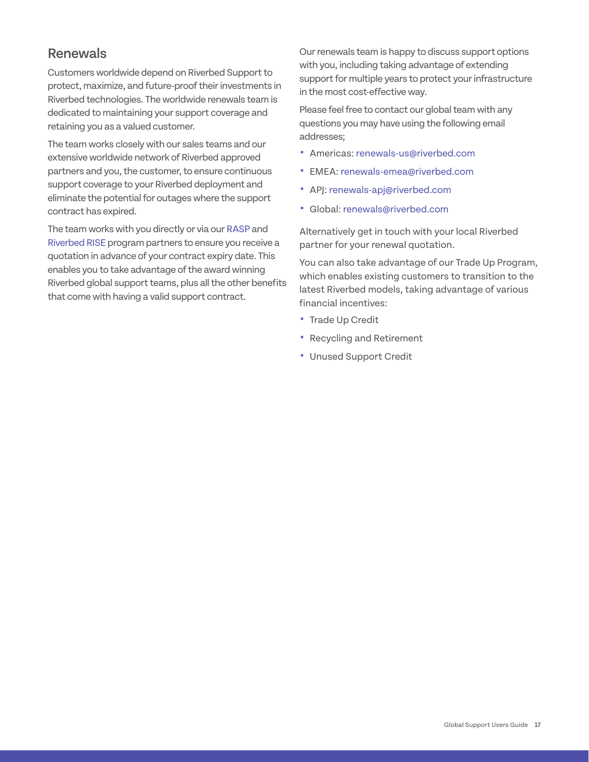## Renewals

Customers worldwide depend on Riverbed Support to protect, maximize, and future-proof their investments in Riverbed technologies. The worldwide renewals team is dedicated to maintaining your support coverage and retaining you as a valued customer.

The team works closely with our sales teams and our extensive worldwide network of Riverbed approved partners and you, the customer, to ensure continuous support coverage to your Riverbed deployment and eliminate the potential for outages where the support contract has expired.

The team works with you directly or via our RASP and Riverbed RISE program partners to ensure you receive a quotation in advance of your contract expiry date. This enables you to take advantage of the award winning Riverbed global support teams, plus all the other benefits that come with having a valid support contract.

Our renewals team is happy to discuss support options with you, including taking advantage of extending support for multiple years to protect your infrastructure in the most cost-effective way.

Please feel free to contact our global team with any questions you may have using the following email addresses;

- Americas: renewals-us@riverbed.com
- EMEA: renewals-emea@riverbed.com
- APJ: renewals-apj@riverbed.com
- Global: renewals@riverbed.com

Alternatively get in touch with your local Riverbed partner for your renewal quotation.

You can also take advantage of our Trade Up Program, which enables existing customers to transition to the latest Riverbed models, taking advantage of various financial incentives:

- Trade Up Credit
- Recycling and Retirement
- Unused Support Credit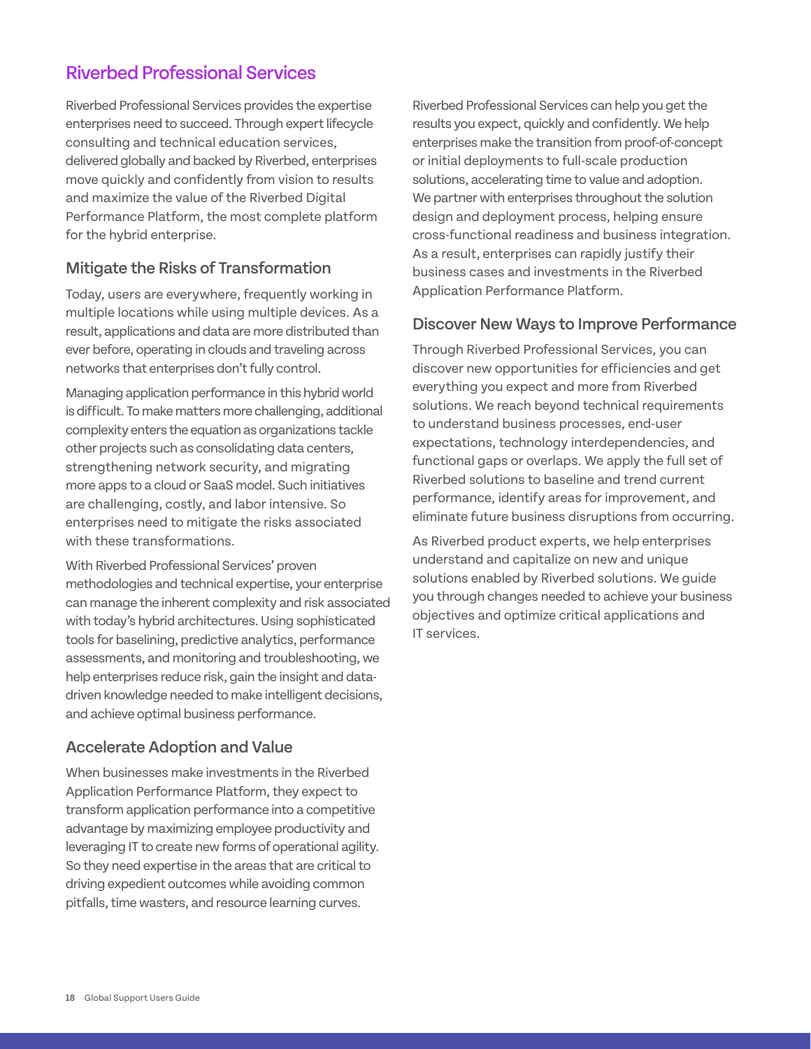# Riverbed Professional Services

Riverbed Professional Services provides the expertise enterprises need to succeed. Through expert lifecycle consulting and technical education services, delivered globally and backed by Riverbed, enterprises move quickly and confidently from vision to results and maximize the value of the Riverbed Digital Performance Platform, the most complete platform for the hybrid enterprise.

## Mitigate the Risks of Transformation

Today, users are everywhere, frequently working in multiple locations while using multiple devices. As a result, applications and data are more distributed than ever before, operating in clouds and traveling across networks that enterprises don't fully control.

Managing application performance in this hybrid world is difficult. To make matters more challenging, additional complexity enters the equation as organizations tackle other projects such as consolidating data centers, strengthening network security, and migrating more apps to a cloud or SaaS model. Such initiatives are challenging, costly, and labor intensive. So enterprises need to mitigate the risks associated with these transformations.

With Riverbed Professional Services' proven methodologies and technical expertise, your enterprise can manage the inherent complexity and risk associated with today's hybrid architectures. Using sophisticated tools for baselining, predictive analytics, performance assessments, and monitoring and troubleshooting, we help enterprises reduce risk, gain the insight and data-driven knowledge needed to make intelligent decisions, and achieve optimal business performance.

## Accelerate Adoption and Value

When businesses make investments in the Riverbed Application Performance Platform, they expect to transform application performance into a competitive advantage by maximizing employee productivity and leveraging IT to create new forms of operational agility. So they need expertise in the areas that are critical to driving expedient outcomes while avoiding common pitfalls, time wasters, and resource learning curves.

Riverbed Professional Services can help you get the results you expect, quickly and confidently. We help enterprises make the transition from proof-of-concept or initial deployments to full-scale production solutions, accelerating time to value and adoption. We partner with enterprises throughout the solution design and deployment process, helping ensure cross-functional readiness and business integration. As a result, enterprises can rapidly justify their business cases and investments in the Riverbed Application Performance Platform.

## Discover New Ways to Improve Performance

Through Riverbed Professional Services, you can discover new opportunities for efficiencies and get everything you expect and more from Riverbed solutions. We reach beyond technical requirements to understand business processes, end-user expectations, technology interdependencies, and functional gaps or overlaps. We apply the full set of Riverbed solutions to baseline and trend current performance, identify areas for improvement, and eliminate future business disruptions from occurring.

As Riverbed product experts, we help enterprises understand and capitalize on new and unique solutions enabled by Riverbed solutions. We guide you through changes needed to achieve your business objectives and optimize critical applications and IT services.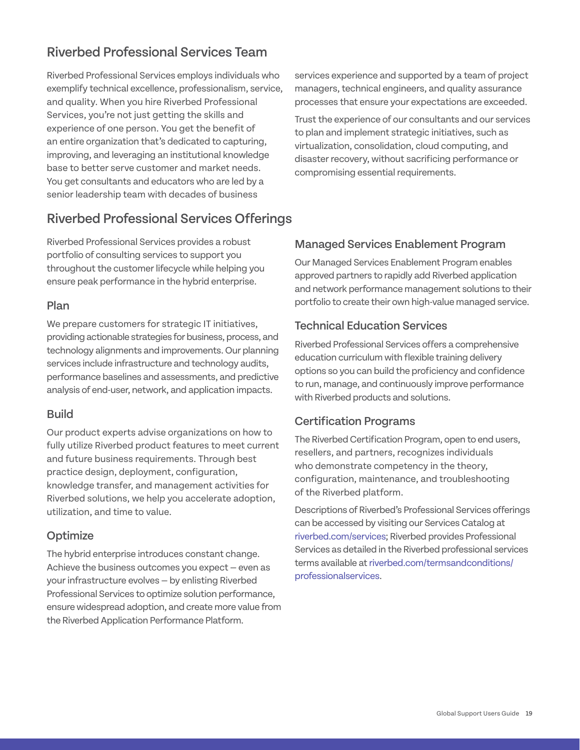## Riverbed Professional Services Team

Riverbed Professional Services employs individuals who exemplify technical excellence, professionalism, service, and quality. When you hire Riverbed Professional Services, you're not just getting the skills and experience of one person. You get the benefit of an entire organization that's dedicated to capturing, improving, and leveraging an institutional knowledge base to better serve customer and market needs. You get consultants and educators who are led by a senior leadership team with decades of business services experience and supported by a team of project managers, technical engineers, and quality assurance processes that ensure your expectations are exceeded.

Trust the experience of our consultants and our services to plan and implement strategic initiatives, such as virtualization, consolidation, cloud computing, and disaster recovery, without sacrificing performance or compromising essential requirements.

## Riverbed Professional Services Offerings

Riverbed Professional Services provides a robust portfolio of consulting services to support you throughout the customer lifecycle while helping you ensure peak performance in the hybrid enterprise.

### Plan

We prepare customers for strategic IT initiatives, providing actionable strategies for business, process, and technology alignments and improvements. Our planning services include infrastructure and technology audits, performance baselines and assessments, and predictive analysis of end-user, network, and application impacts.

### Build

Our product experts advise organizations on how to fully utilize Riverbed product features to meet current and future business requirements. Through best practice design, deployment, configuration, knowledge transfer, and management activities for Riverbed solutions, we help you accelerate adoption, utilization, and time to value.

### Optimize

The hybrid enterprise introduces constant change. Achieve the business outcomes you expect – even as your infrastructure evolves – by enlisting Riverbed Professional Services to optimize solution performance, ensure widespread adoption, and create more value from the Riverbed Application Performance Platform.

### Managed Services Enablement Program

Our Managed Services Enablement Program enables approved partners to rapidly add Riverbed application and network performance management solutions to their portfolio to create their own high-value managed service.

### Technical Education Services

Riverbed Professional Services offers a comprehensive education curriculum with flexible training delivery options so you can build the proficiency and confidence to run, manage, and continuously improve performance with Riverbed products and solutions.

### Certification Programs

The Riverbed Certification Program, open to end users, resellers, and partners, recognizes individuals who demonstrate competency in the theory, configuration, maintenance, and troubleshooting of the Riverbed platform.

Descriptions of Riverbed's Professional Services offerings can be accessed by visiting our Services Catalog at riverbed.com/services; Riverbed provides Professional Services as detailed in the Riverbed professional services terms available at riverbed.com/termsandconditions/professionalservices.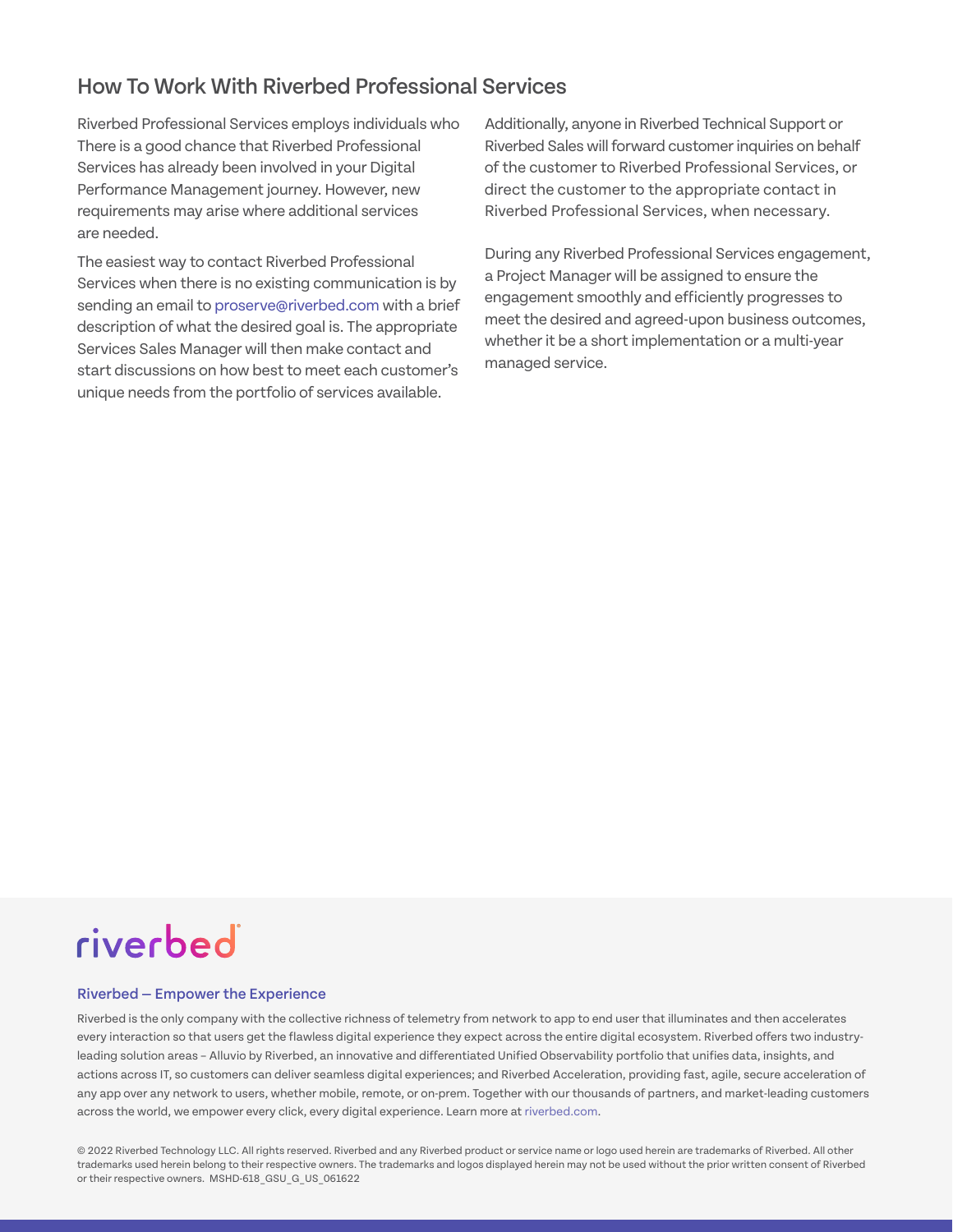## How To Work With Riverbed Professional Services

Riverbed Professional Services employs individuals who There is a good chance that Riverbed Professional Services has already been involved in your Digital Performance Management journey. However, new requirements may arise where additional services are needed.

The easiest way to contact Riverbed Professional Services when there is no existing communication is by sending an email to proserve@riverbed.com with a brief description of what the desired goal is. The appropriate Services Sales Manager will then make contact and start discussions on how best to meet each customer's unique needs from the portfolio of services available.

Additionally, anyone in Riverbed Technical Support or Riverbed Sales will forward customer inquiries on behalf of the customer to Riverbed Professional Services, or direct the customer to the appropriate contact in Riverbed Professional Services, when necessary.

During any Riverbed Professional Services engagement, a Project Manager will be assigned to ensure the engagement smoothly and efficiently progresses to meet the desired and agreed-upon business outcomes, whether it be a short implementation or a multi-year managed service.

riverbed

**Riverbed — Empower the Experience**

Riverbed is the only company with the collective richness of telemetry from network to app to end user that illuminates and then accelerates every interaction so that users get the flawless digital experience they expect across the entire digital ecosystem. Riverbed offers two industry-leading solution areas – Alluvio by Riverbed, an innovative and differentiated Unified Observability portfolio that unifies data, insights, and actions across IT, so customers can deliver seamless digital experiences; and Riverbed Acceleration, providing fast, agile, secure acceleration of any app over any network to users, whether mobile, remote, or on-prem. Together with our thousands of partners, and market-leading customers across the world, we empower every click, every digital experience. Learn more at riverbed.com.

© 2022 Riverbed Technology LLC. All rights reserved. Riverbed and any Riverbed product or service name or logo used herein are trademarks of Riverbed. All other trademarks used herein belong to their respective owners. The trademarks and logos displayed herein may not be used without the prior written consent of Riverbed or their respective owners. MSHD-618_GSU_G_US_061622